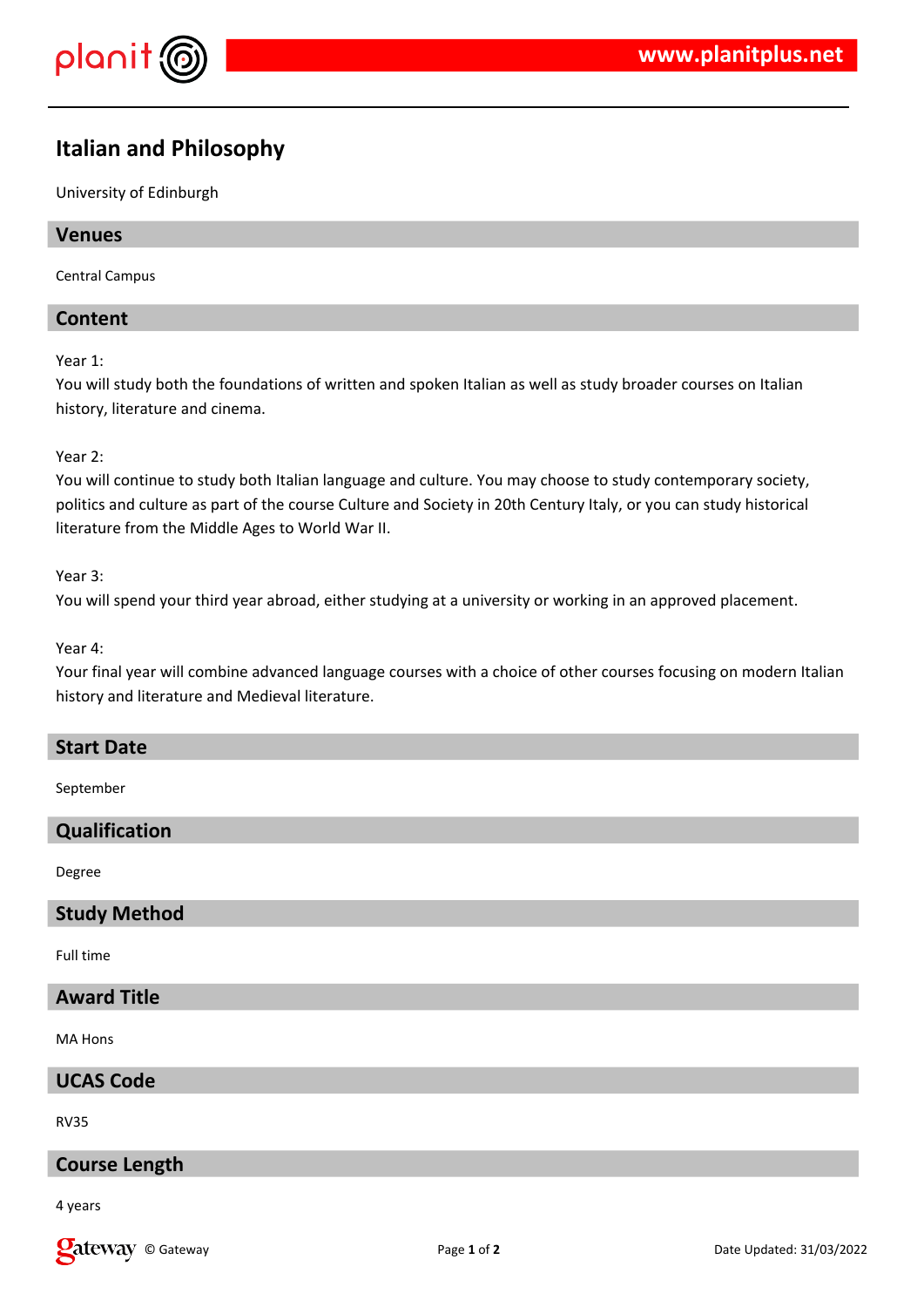# Italian and Philosophy

University of Edinburgh

## Venues

Central Campus

## Content

Year 1:
You will study both the foundations of written and spoken Italian as well as study broader courses on Italian history, literature and cinema.

Year 2:
You will continue to study both Italian language and culture. You may choose to study contemporary society, politics and culture as part of the course Culture and Society in 20th Century Italy, or you can study historical literature from the Middle Ages to World War II.

Year 3:
You will spend your third year abroad, either studying at a university or working in an approved placement.

Year 4:
Your final year will combine advanced language courses with a choice of other courses focusing on modern Italian history and literature and Medieval literature.

## Start Date

September

## Qualification

Degree

## Study Method

Full time

## Award Title

MA Hons

## UCAS Code

RV35

## Course Length

4 years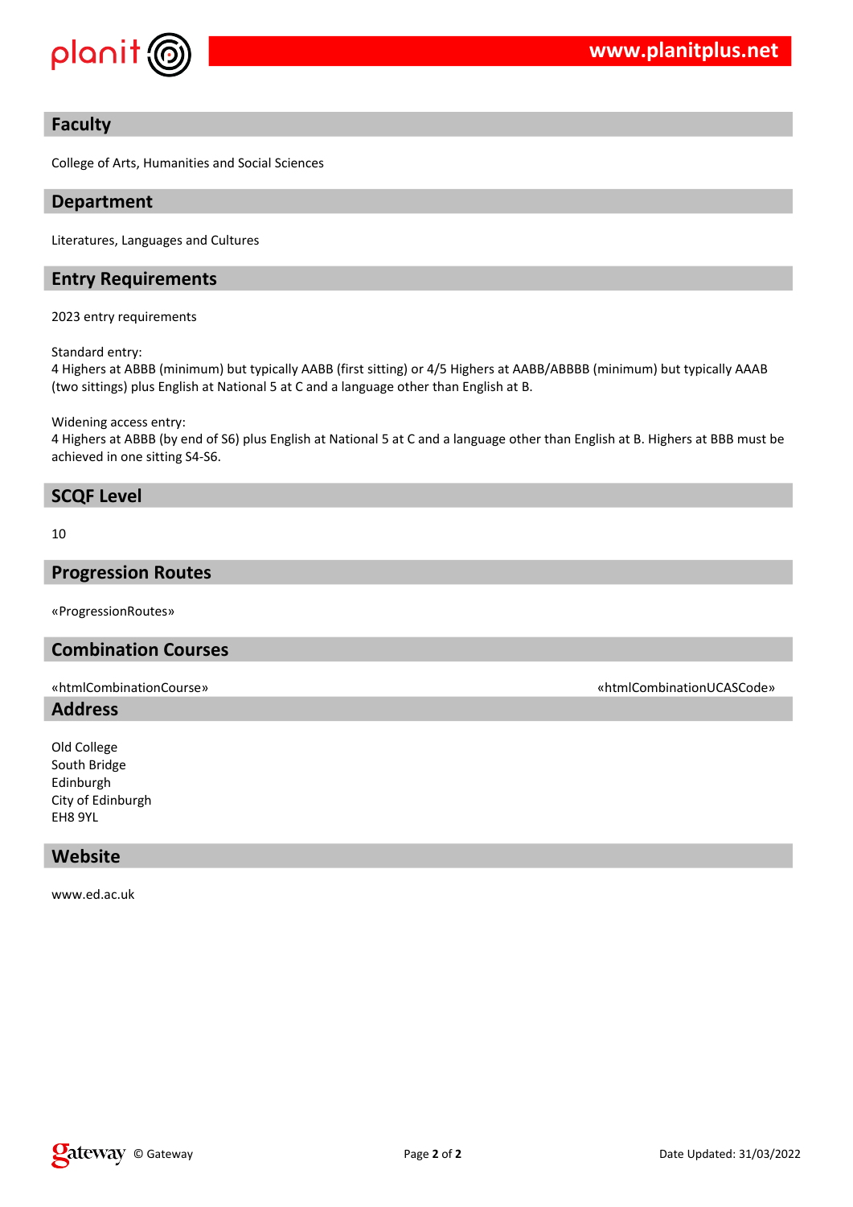## Faculty

College of Arts, Humanities and Social Sciences

## Department

Literatures, Languages and Cultures

## Entry Requirements

2023 entry requirements

Standard entry:
4 Highers at ABBB (minimum) but typically AABB (first sitting) or 4/5 Highers at AABB/ABBBB (minimum) but typically AAAB (two sittings) plus English at National 5 at C and a language other than English at B.

Widening access entry:
4 Highers at ABBB (by end of S6) plus English at National 5 at C and a language other than English at B. Highers at BBB must be achieved in one sitting S4-S6.

## SCQF Level

10

## Progression Routes

«ProgressionRoutes»

## Combination Courses

«htmlCombinationCourse» «htmlCombinationUCASCode»

## Address

Old College
South Bridge
Edinburgh
City of Edinburgh
EH8 9YL

## Website

www.ed.ac.uk

© Gateway

Date Updated: 31/03/2022